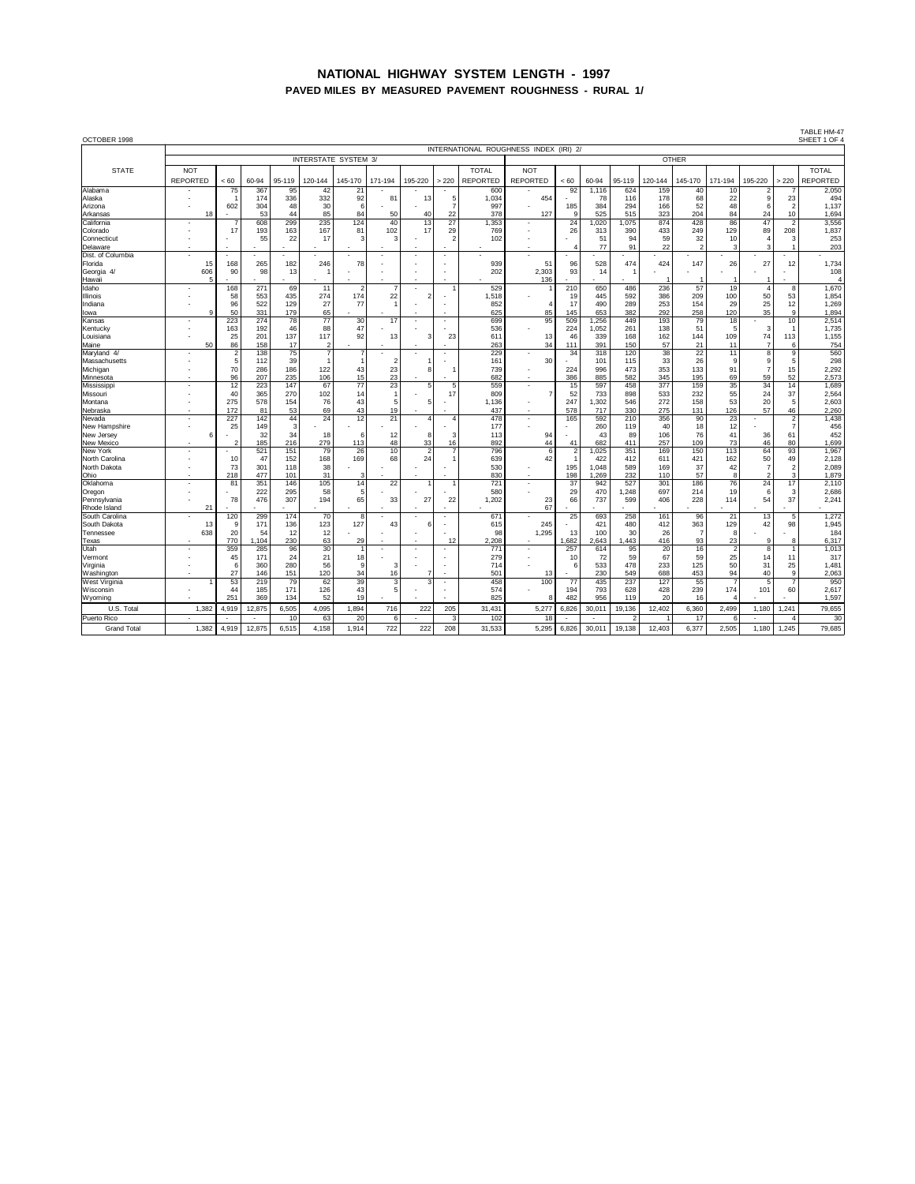# NATIONAL HIGHWAY SYSTEM LENGTH - 1997

## PAVED MILES BY MEASURED PAVEMENT ROUGHNESS - RURAL 1/

OCTOBER 1998

TABLE HM-47
SHEET 1 OF 4

| STATE | INTERNATIONAL ROUGHNESS INDEX (IRI) 2/ | | | | | | | | | | | | | | | | | | | | |
|---|---|---|---|---|---|---|---|---|---|---|---|---|---|---|---|---|---|---|---|---|---|
| | INTERSTATE SYSTEM 3/ | | | | | | | | | | OTHER | | | | | | | | | | |
| | NOT REPORTED | < 60 | 60-94 | 95-119 | 120-144 | 145-170 | 171-194 | 195-220 | > 220 | TOTAL REPORTED | NOT REPORTED | < 60 | 60-94 | 95-119 | 120-144 | 145-170 | 171-194 | 195-220 | > 220 | TOTAL REPORTED |
| Alabama | - | 75 | 367 | 95 | 42 | 21 | - | - | - | 600 | - | 92 | 1,116 | 624 | 159 | 40 | 10 | 2 | 7 | 2,050 |
| Alaska | - | 1 | 174 | 336 | 332 | 92 | 81 | 13 | 5 | 1,034 | 454 | - | 78 | 116 | 178 | 68 | 22 | 9 | 23 | 494 |
| Arizona | - | 602 | 304 | 48 | 30 | 6 | - | - | 7 | 997 | - | 185 | 384 | 294 | 166 | 52 | 48 | 6 | 2 | 1,137 |
| Arkansas | 18 | - | 53 | 44 | 85 | 84 | 50 | 40 | 22 | 378 | 127 | 9 | 525 | 515 | 323 | 204 | 84 | 24 | 10 | 1,694 |
| California | - | 7 | 608 | 299 | 235 | 124 | 40 | 13 | 27 | 1,353 | - | 24 | 1,020 | 1,075 | 874 | 428 | 86 | 47 | 2 | 3,556 |
| Colorado | - | 17 | 193 | 163 | 167 | 81 | 102 | 17 | 29 | 769 | - | 26 | 313 | 390 | 433 | 249 | 129 | 89 | 208 | 1,837 |
| Connecticut | - | - | 55 | 22 | 17 | 3 | 3 | - | 2 | 102 | - | - | 51 | 94 | 59 | 32 | 10 | 4 | 3 | 253 |
| Delaware | - | - | - | - | - | - | - | - | - | - | - | 4 | 77 | 91 | 22 | 2 | 3 | 3 | 1 | 203 |
| Dist. of Columbia | - | - | - | - | - | - | - | - | - | - | - | - | - | - | - | - | - | - | - | - |
| Florida | 15 | 168 | 265 | 182 | 246 | 78 | - | - | - | 939 | 51 | 96 | 528 | 474 | 424 | 147 | 26 | 27 | 12 | 1,734 |
| Georgia 4/ | 606 | 90 | 98 | 13 | 1 | - | - | - | - | 202 | 2,303 | 93 | 14 | 1 | - | - | - | - | - | 108 |
| Hawaii | 5 | - | - | - | - | - | - | - | - | - | 136 | - | - | - | 1 | 1 | 1 | 1 | - | 4 |
| Idaho | - | 168 | 271 | 69 | 11 | 2 | 7 | - | 1 | 529 | 1 | 210 | 650 | 486 | 236 | 57 | 19 | 4 | 8 | 1,670 |
| Illinois | - | 58 | 553 | 435 | 274 | 174 | 22 | 2 | - | 1,518 | - | 19 | 445 | 592 | 386 | 209 | 100 | 50 | 53 | 1,854 |
| Indiana | - | 96 | 522 | 129 | 27 | 77 | 1 | - | - | 852 | 4 | 17 | 490 | 289 | 253 | 154 | 29 | 25 | 12 | 1,269 |
| Iowa | 9 | 50 | 331 | 179 | 65 | - | - | - | - | 625 | 85 | 145 | 653 | 382 | 292 | 258 | 120 | 35 | 9 | 1,894 |
| Kansas | - | 223 | 274 | 78 | 77 | 30 | 17 | - | - | 699 | 95 | 509 | 1,256 | 449 | 193 | 79 | 18 | - | 10 | 2,514 |
| Kentucky | - | 163 | 192 | 46 | 88 | 47 | - | - | - | 536 | - | 224 | 1,052 | 261 | 138 | 51 | 5 | 3 | 1 | 1,735 |
| Louisiana | - | 25 | 201 | 137 | 117 | 92 | 13 | 3 | 23 | 611 | 13 | 46 | 339 | 168 | 162 | 144 | 109 | 74 | 113 | 1,155 |
| Maine | 50 | 86 | 158 | 17 | 2 | - | - | - | - | 263 | 34 | 111 | 391 | 150 | 57 | 21 | 11 | 7 | 6 | 754 |
| Maryland 4/ | - | 2 | 138 | 75 | 7 | 7 | - | - | - | 229 | - | 34 | 318 | 120 | 38 | 22 | 11 | 8 | 9 | 560 |
| Massachusetts | - | 5 | 112 | 39 | 1 | 1 | 2 | 1 | - | 161 | 30 | - | 101 | 115 | 33 | 26 | 9 | 9 | 5 | 298 |
| Michigan | - | 70 | 286 | 186 | 122 | 43 | 23 | 8 | 1 | 739 | - | 224 | 996 | 473 | 353 | 133 | 91 | 7 | 15 | 2,292 |
| Minnesota | - | 96 | 207 | 235 | 106 | 15 | 23 | - | - | 682 | - | 386 | 885 | 582 | 345 | 195 | 69 | 59 | 52 | 2,573 |
| Mississippi | - | 12 | 223 | 147 | 67 | 77 | 23 | 5 | 5 | 559 | - | 15 | 597 | 458 | 377 | 159 | 35 | 34 | 14 | 1,689 |
| Missouri | - | 40 | 365 | 270 | 102 | 14 | 1 | - | 17 | 809 | 7 | 52 | 733 | 898 | 533 | 232 | 55 | 24 | 37 | 2,564 |
| Montana | - | 275 | 578 | 154 | 76 | 43 | 5 | 5 | - | 1,136 | - | 247 | 1,302 | 546 | 272 | 158 | 53 | 20 | 5 | 2,603 |
| Nebraska | - | 172 | 81 | 53 | 69 | 43 | 19 | - | - | 437 | - | 578 | 717 | 330 | 275 | 131 | 126 | 57 | 46 | 2,260 |
| Nevada | - | 227 | 142 | 44 | 24 | 12 | 21 | 4 | 4 | 478 | - | 165 | 592 | 210 | 356 | 90 | 23 | - | 2 | 1,438 |
| New Hampshire | - | 25 | 149 | 3 | - | - | - | - | - | 177 | - | - | 260 | 119 | 40 | 18 | 12 | - | 7 | 456 |
| New Jersey | 6 | - | 32 | 34 | 18 | 6 | 12 | 8 | 3 | 113 | 94 | - | 43 | 89 | 106 | 76 | 41 | 36 | 61 | 452 |
| New Mexico | - | 2 | 185 | 216 | 279 | 113 | 48 | 33 | 16 | 892 | 44 | 41 | 682 | 411 | 257 | 109 | 73 | 46 | 80 | 1,699 |
| New York | - | - | 521 | 151 | 79 | 26 | 10 | 2 | 7 | 796 | 6 | 2 | 1,025 | 351 | 169 | 150 | 113 | 64 | 93 | 1,967 |
| North Carolina | - | 10 | 47 | 152 | 168 | 169 | 68 | 24 | 1 | 639 | 42 | 1 | 422 | 412 | 611 | 421 | 162 | 50 | 49 | 2,128 |
| North Dakota | - | 73 | 301 | 118 | 38 | - | - | - | - | 530 | - | 195 | 1,048 | 589 | 169 | 37 | 42 | 7 | 2 | 2,089 |
| Ohio | - | 218 | 477 | 101 | 31 | 3 | - | - | - | 830 | - | 198 | 1,269 | 232 | 110 | 57 | 8 | 2 | 3 | 1,879 |
| Oklahoma | - | 81 | 351 | 146 | 105 | 14 | 22 | 1 | 1 | 721 | - | 37 | 942 | 527 | 301 | 186 | 76 | 24 | 17 | 2,110 |
| Oregon | - | - | 222 | 295 | 58 | 5 | - | - | - | 580 | - | 29 | 470 | 1,248 | 697 | 214 | 19 | 6 | 3 | 2,686 |
| Pennsylvania | - | 78 | 476 | 307 | 194 | 65 | 33 | 27 | 22 | 1,202 | 23 | 66 | 737 | 599 | 406 | 228 | 114 | 54 | 37 | 2,241 |
| Rhode Island | 21 | - | - | - | - | - | - | - | - | - | 67 | - | - | - | - | - | - | - | - | - |
| South Carolina | - | 120 | 299 | 174 | 70 | 8 | - | - | - | 671 | - | 25 | 693 | 258 | 161 | 96 | 21 | 13 | 5 | 1,272 |
| South Dakota | 13 | 9 | 171 | 136 | 123 | 127 | 43 | 6 | - | 615 | 245 | - | 421 | 480 | 412 | 363 | 129 | 42 | 98 | 1,945 |
| Tennessee | 638 | 20 | 54 | 12 | 12 | - | - | - | - | 98 | 1,295 | 13 | 100 | 30 | 26 | 7 | 8 | - | - | 184 |
| Texas | - | 770 | 1,104 | 230 | 63 | 29 | - | - | 12 | 2,208 | - | 1,682 | 2,643 | 1,443 | 416 | 93 | 23 | 9 | 8 | 6,317 |
| Utah | - | 359 | 285 | 96 | 30 | 1 | - | - | - | 771 | - | 257 | 614 | 95 | 20 | 16 | 2 | 8 | 1 | 1,013 |
| Vermont | - | 45 | 171 | 24 | 21 | 18 | - | - | - | 279 | - | 10 | 72 | 59 | 67 | 59 | 25 | 14 | 11 | 317 |
| Virginia | - | 6 | 360 | 280 | 56 | 9 | 3 | - | - | 714 | - | 6 | 533 | 478 | 233 | 125 | 50 | 31 | 25 | 1,481 |
| Washington | - | 27 | 146 | 151 | 120 | 34 | 16 | 7 | - | 501 | 13 | - | 230 | 549 | 688 | 453 | 94 | 40 | 9 | 2,063 |
| West Virginia | 1 | 53 | 219 | 79 | 62 | 39 | 3 | 3 | - | 458 | 100 | 77 | 435 | 237 | 127 | 55 | 7 | 5 | 7 | 950 |
| Wisconsin | - | 44 | 185 | 171 | 126 | 43 | 5 | - | - | 574 | - | 194 | 793 | 628 | 428 | 239 | 174 | 101 | 60 | 2,617 |
| Wyoming | - | 251 | 369 | 134 | 52 | 19 | - | - | - | 825 | 8 | 482 | 956 | 119 | 20 | 16 | 4 | - | - | 1,597 |
| U.S. Total | 1,382 | 4,919 | 12,875 | 6,505 | 4,095 | 1,894 | 716 | 222 | 205 | 31,431 | 5,277 | 6,826 | 30,011 | 19,136 | 12,402 | 6,360 | 2,499 | 1,180 | 1,241 | 79,655 |
| Puerto Rico | - | - | - | 10 | 63 | 20 | 6 | - | 3 | 102 | 18 | - | - | 2 | 1 | 17 | 6 | - | 4 | 30 |
| Grand Total | 1,382 | 4,919 | 12,875 | 6,515 | 4,158 | 1,914 | 722 | 222 | 208 | 31,533 | 5,295 | 6,826 | 30,011 | 19,138 | 12,403 | 6,377 | 2,505 | 1,180 | 1,245 | 79,685 |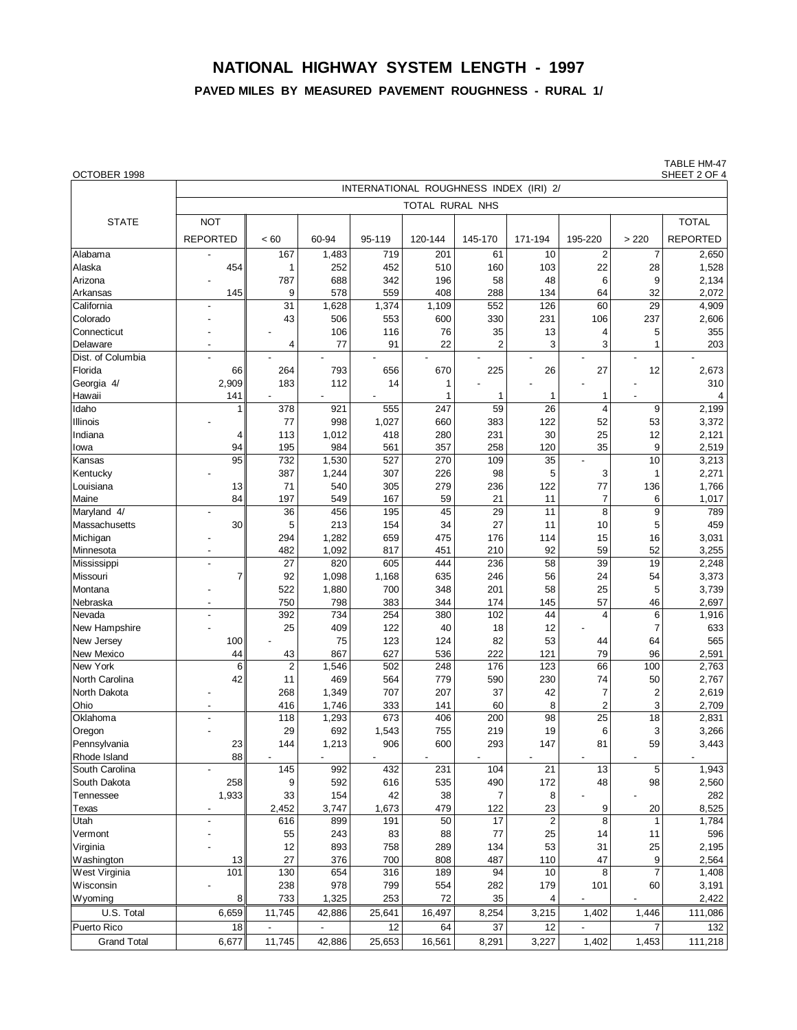# NATIONAL HIGHWAY SYSTEM LENGTH - 1997

## PAVED MILES BY MEASURED PAVEMENT ROUGHNESS - RURAL 1/

OCTOBER 1998

TABLE HM-47
SHEET 2 OF 4

| STATE | INTERNATIONAL ROUGHNESS INDEX (IRI) 2/ | | | | | | | | | |
|---|---|---|---|---|---|---|---|---|---|---|
| | TOTAL RURAL NHS | | | | | | | | | |
| | NOT REPORTED | < 60 | 60-94 | 95-119 | 120-144 | 145-170 | 171-194 | 195-220 | > 220 | TOTAL REPORTED |
| Alabama | - | 167 | 1,483 | 719 | 201 | 61 | 10 | 2 | 7 | 2,650 |
| Alaska | 454 | 1 | 252 | 452 | 510 | 160 | 103 | 22 | 28 | 1,528 |
| Arizona | - | 787 | 688 | 342 | 196 | 58 | 48 | 6 | 9 | 2,134 |
| Arkansas | 145 | 9 | 578 | 559 | 408 | 288 | 134 | 64 | 32 | 2,072 |
| California | - | 31 | 1,628 | 1,374 | 1,109 | 552 | 126 | 60 | 29 | 4,909 |
| Colorado | - | 43 | 506 | 553 | 600 | 330 | 231 | 106 | 237 | 2,606 |
| Connecticut | - | - | 106 | 116 | 76 | 35 | 13 | 4 | 5 | 355 |
| Delaware | - | 4 | 77 | 91 | 22 | 2 | 3 | 3 | 1 | 203 |
| Dist. of Columbia | - | - | - | - | - | - | - | - | - | - |
| Florida | 66 | 264 | 793 | 656 | 670 | 225 | 26 | 27 | 12 | 2,673 |
| Georgia 4/ | 2,909 | 183 | 112 | 14 | 1 | - | - | - | - | 310 |
| Hawaii | 141 | - | - | - | 1 | 1 | 1 | 1 | - | 4 |
| Idaho | 1 | 378 | 921 | 555 | 247 | 59 | 26 | 4 | 9 | 2,199 |
| Illinois | - | 77 | 998 | 1,027 | 660 | 383 | 122 | 52 | 53 | 3,372 |
| Indiana | 4 | 113 | 1,012 | 418 | 280 | 231 | 30 | 25 | 12 | 2,121 |
| Iowa | 94 | 195 | 984 | 561 | 357 | 258 | 120 | 35 | 9 | 2,519 |
| Kansas | 95 | 732 | 1,530 | 527 | 270 | 109 | 35 | - | 10 | 3,213 |
| Kentucky | - | 387 | 1,244 | 307 | 226 | 98 | 5 | 3 | 1 | 2,271 |
| Louisiana | 13 | 71 | 540 | 305 | 279 | 236 | 122 | 77 | 136 | 1,766 |
| Maine | 84 | 197 | 549 | 167 | 59 | 21 | 11 | 7 | 6 | 1,017 |
| Maryland 4/ | - | 36 | 456 | 195 | 45 | 29 | 11 | 8 | 9 | 789 |
| Massachusetts | 30 | 5 | 213 | 154 | 34 | 27 | 11 | 10 | 5 | 459 |
| Michigan | - | 294 | 1,282 | 659 | 475 | 176 | 114 | 15 | 16 | 3,031 |
| Minnesota | - | 482 | 1,092 | 817 | 451 | 210 | 92 | 59 | 52 | 3,255 |
| Mississippi | - | 27 | 820 | 605 | 444 | 236 | 58 | 39 | 19 | 2,248 |
| Missouri | 7 | 92 | 1,098 | 1,168 | 635 | 246 | 56 | 24 | 54 | 3,373 |
| Montana | - | 522 | 1,880 | 700 | 348 | 201 | 58 | 25 | 5 | 3,739 |
| Nebraska | - | 750 | 798 | 383 | 344 | 174 | 145 | 57 | 46 | 2,697 |
| Nevada | - | 392 | 734 | 254 | 380 | 102 | 44 | 4 | 6 | 1,916 |
| New Hampshire | - | 25 | 409 | 122 | 40 | 18 | 12 | - | 7 | 633 |
| New Jersey | 100 | - | 75 | 123 | 124 | 82 | 53 | 44 | 64 | 565 |
| New Mexico | 44 | 43 | 867 | 627 | 536 | 222 | 121 | 79 | 96 | 2,591 |
| New York | 6 | 2 | 1,546 | 502 | 248 | 176 | 123 | 66 | 100 | 2,763 |
| North Carolina | 42 | 11 | 469 | 564 | 779 | 590 | 230 | 74 | 50 | 2,767 |
| North Dakota | - | 268 | 1,349 | 707 | 207 | 37 | 42 | 7 | 2 | 2,619 |
| Ohio | - | 416 | 1,746 | 333 | 141 | 60 | 8 | 2 | 3 | 2,709 |
| Oklahoma | - | 118 | 1,293 | 673 | 406 | 200 | 98 | 25 | 18 | 2,831 |
| Oregon | - | 29 | 692 | 1,543 | 755 | 219 | 19 | 6 | 3 | 3,266 |
| Pennsylvania | 23 | 144 | 1,213 | 906 | 600 | 293 | 147 | 81 | 59 | 3,443 |
| Rhode Island | 88 | - | - | - | - | - | - | - | - | - |
| South Carolina | - | 145 | 992 | 432 | 231 | 104 | 21 | 13 | 5 | 1,943 |
| South Dakota | 258 | 9 | 592 | 616 | 535 | 490 | 172 | 48 | 98 | 2,560 |
| Tennessee | 1,933 | 33 | 154 | 42 | 38 | 7 | 8 | - | - | 282 |
| Texas | - | 2,452 | 3,747 | 1,673 | 479 | 122 | 23 | 9 | 20 | 8,525 |
| Utah | - | 616 | 899 | 191 | 50 | 17 | 2 | 8 | 1 | 1,784 |
| Vermont | - | 55 | 243 | 83 | 88 | 77 | 25 | 14 | 11 | 596 |
| Virginia | - | 12 | 893 | 758 | 289 | 134 | 53 | 31 | 25 | 2,195 |
| Washington | 13 | 27 | 376 | 700 | 808 | 487 | 110 | 47 | 9 | 2,564 |
| West Virginia | 101 | 130 | 654 | 316 | 189 | 94 | 10 | 8 | 7 | 1,408 |
| Wisconsin | - | 238 | 978 | 799 | 554 | 282 | 179 | 101 | 60 | 3,191 |
| Wyoming | 8 | 733 | 1,325 | 253 | 72 | 35 | 4 | - | - | 2,422 |
| U.S. Total | 6,659 | 11,745 | 42,886 | 25,641 | 16,497 | 8,254 | 3,215 | 1,402 | 1,446 | 111,086 |
| Puerto Rico | 18 | - | - | 12 | 64 | 37 | 12 | - | 7 | 132 |
| Grand Total | 6,677 | 11,745 | 42,886 | 25,653 | 16,561 | 8,291 | 3,227 | 1,402 | 1,453 | 111,218 |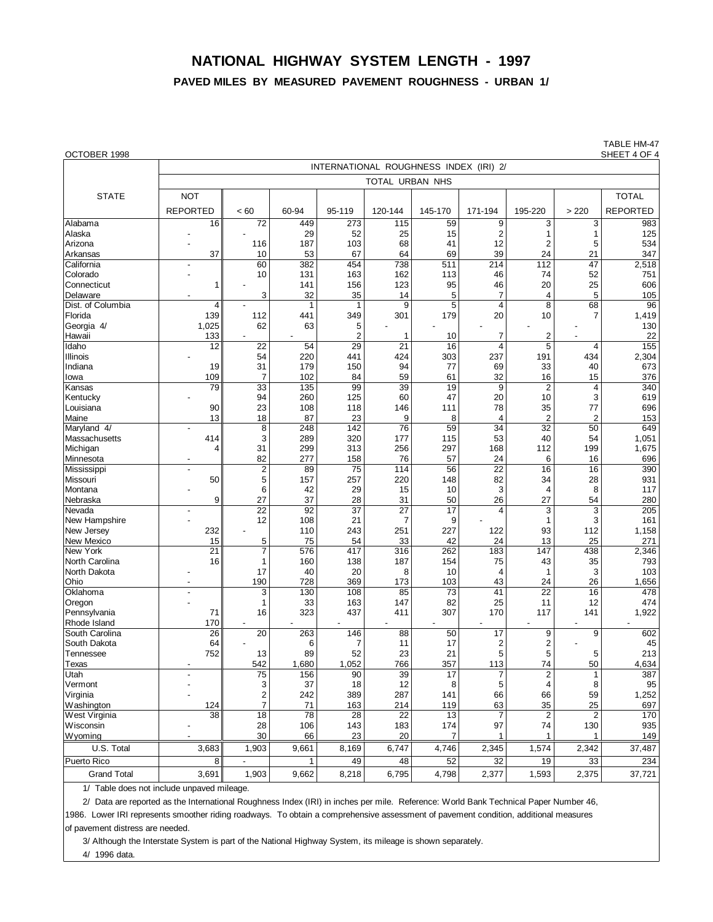# NATIONAL HIGHWAY SYSTEM LENGTH - 1997

## PAVED MILES BY MEASURED PAVEMENT ROUGHNESS - URBAN 1/

OCTOBER 1998

TABLE HM-47
SHEET 4 OF 4

| STATE | INTERNATIONAL ROUGHNESS INDEX (IRI) 2/ TOTAL URBAN NHS | | | | | | | | | |
|---|---|---|---|---|---|---|---|---|---|---|
| | NOT REPORTED | < 60 | 60-94 | 95-119 | 120-144 | 145-170 | 171-194 | 195-220 | > 220 | TOTAL REPORTED |
| Alabama | 16 | 72 | 449 | 273 | 115 | 59 | 9 | 3 | 3 | 983 |
| Alaska | - | - | 29 | 52 | 25 | 15 | 2 | 1 | 1 | 125 |
| Arizona | - | 116 | 187 | 103 | 68 | 41 | 12 | 2 | 5 | 534 |
| Arkansas | 37 | 10 | 53 | 67 | 64 | 69 | 39 | 24 | 21 | 347 |
| California | - | 60 | 382 | 454 | 738 | 511 | 214 | 112 | 47 | 2,518 |
| Colorado | - | 10 | 131 | 163 | 162 | 113 | 46 | 74 | 52 | 751 |
| Connecticut | 1 | - | 141 | 156 | 123 | 95 | 46 | 20 | 25 | 606 |
| Delaware | - | 3 | 32 | 35 | 14 | 5 | 7 | 4 | 5 | 105 |
| Dist. of Columbia | 4 | - | 1 | 1 | 9 | 5 | 4 | 8 | 68 | 96 |
| Florida | 139 | 112 | 441 | 349 | 301 | 179 | 20 | 10 | 7 | 1,419 |
| Georgia 4/ | 1,025 | 62 | 63 | 5 | - | - | - | - | - | 130 |
| Hawaii | 133 | - | - | 2 | 1 | 10 | 7 | 2 | - | 22 |
| Idaho | 12 | 22 | 54 | 29 | 21 | 16 | 4 | 5 | 4 | 155 |
| Illinois | - | 54 | 220 | 441 | 424 | 303 | 237 | 191 | 434 | 2,304 |
| Indiana | 19 | 31 | 179 | 150 | 94 | 77 | 69 | 33 | 40 | 673 |
| Iowa | 109 | 7 | 102 | 84 | 59 | 61 | 32 | 16 | 15 | 376 |
| Kansas | 79 | 33 | 135 | 99 | 39 | 19 | 9 | 2 | 4 | 340 |
| Kentucky | - | 94 | 260 | 125 | 60 | 47 | 20 | 10 | 3 | 619 |
| Louisiana | 90 | 23 | 108 | 118 | 146 | 111 | 78 | 35 | 77 | 696 |
| Maine | 13 | 18 | 87 | 23 | 9 | 8 | 4 | 2 | 2 | 153 |
| Maryland 4/ | - | 8 | 248 | 142 | 76 | 59 | 34 | 32 | 50 | 649 |
| Massachusetts | 414 | 3 | 289 | 320 | 177 | 115 | 53 | 40 | 54 | 1,051 |
| Michigan | 4 | 31 | 299 | 313 | 256 | 297 | 168 | 112 | 199 | 1,675 |
| Minnesota | - | 82 | 277 | 158 | 76 | 57 | 24 | 6 | 16 | 696 |
| Mississippi | - | 2 | 89 | 75 | 114 | 56 | 22 | 16 | 16 | 390 |
| Missouri | 50 | 5 | 157 | 257 | 220 | 148 | 82 | 34 | 28 | 931 |
| Montana | - | 6 | 42 | 29 | 15 | 10 | 3 | 4 | 8 | 117 |
| Nebraska | 9 | 27 | 37 | 28 | 31 | 50 | 26 | 27 | 54 | 280 |
| Nevada | - | 22 | 92 | 37 | 27 | 17 | 4 | 3 | 3 | 205 |
| New Hampshire | - | 12 | 108 | 21 | 7 | 9 | - | 1 | 3 | 161 |
| New Jersey | 232 | - | 110 | 243 | 251 | 227 | 122 | 93 | 112 | 1,158 |
| New Mexico | 15 | 5 | 75 | 54 | 33 | 42 | 24 | 13 | 25 | 271 |
| New York | 21 | 7 | 576 | 417 | 316 | 262 | 183 | 147 | 438 | 2,346 |
| North Carolina | 16 | 1 | 160 | 138 | 187 | 154 | 75 | 43 | 35 | 793 |
| North Dakota | - | 17 | 40 | 20 | 8 | 10 | 4 | 1 | 3 | 103 |
| Ohio | - | 190 | 728 | 369 | 173 | 103 | 43 | 24 | 26 | 1,656 |
| Oklahoma | - | 3 | 130 | 108 | 85 | 73 | 41 | 22 | 16 | 478 |
| Oregon | - | 1 | 33 | 163 | 147 | 82 | 25 | 11 | 12 | 474 |
| Pennsylvania | 71 | 16 | 323 | 437 | 411 | 307 | 170 | 117 | 141 | 1,922 |
| Rhode Island | 170 | - | - | - | - | - | - | - | - | - |
| South Carolina | 26 | 20 | 263 | 146 | 88 | 50 | 17 | 9 | 9 | 602 |
| South Dakota | 64 | - | 6 | 7 | 11 | 17 | 2 | 2 | - | 45 |
| Tennessee | 752 | 13 | 89 | 52 | 23 | 21 | 5 | 5 | 5 | 213 |
| Texas | - | 542 | 1,680 | 1,052 | 766 | 357 | 113 | 74 | 50 | 4,634 |
| Utah | - | 75 | 156 | 90 | 39 | 17 | 7 | 2 | 1 | 387 |
| Vermont | - | 3 | 37 | 18 | 12 | 8 | 5 | 4 | 8 | 95 |
| Virginia | - | 2 | 242 | 389 | 287 | 141 | 66 | 66 | 59 | 1,252 |
| Washington | 124 | 7 | 71 | 163 | 214 | 119 | 63 | 35 | 25 | 697 |
| West Virginia | 38 | 18 | 78 | 28 | 22 | 13 | 7 | 2 | 2 | 170 |
| Wisconsin | - | 28 | 106 | 143 | 183 | 174 | 97 | 74 | 130 | 935 |
| Wyoming | - | 30 | 66 | 23 | 20 | 7 | 1 | 1 | 1 | 149 |
| U.S. Total | 3,683 | 1,903 | 9,661 | 8,169 | 6,747 | 4,746 | 2,345 | 1,574 | 2,342 | 37,487 |
| Puerto Rico | 8 | - | 1 | 49 | 48 | 52 | 32 | 19 | 33 | 234 |
| Grand Total | 3,691 | 1,903 | 9,662 | 8,218 | 6,795 | 4,798 | 2,377 | 1,593 | 2,375 | 37,721 |

1/ Table does not include unpaved mileage.

2/ Data are reported as the International Roughness Index (IRI) in inches per mile. Reference: World Bank Technical Paper Number 46, 1986. Lower IRI represents smoother riding roadways. To obtain a comprehensive assessment of pavement condition, additional measures of pavement distress are needed.

3/ Although the Interstate System is part of the National Highway System, its mileage is shown separately.

4/ 1996 data.